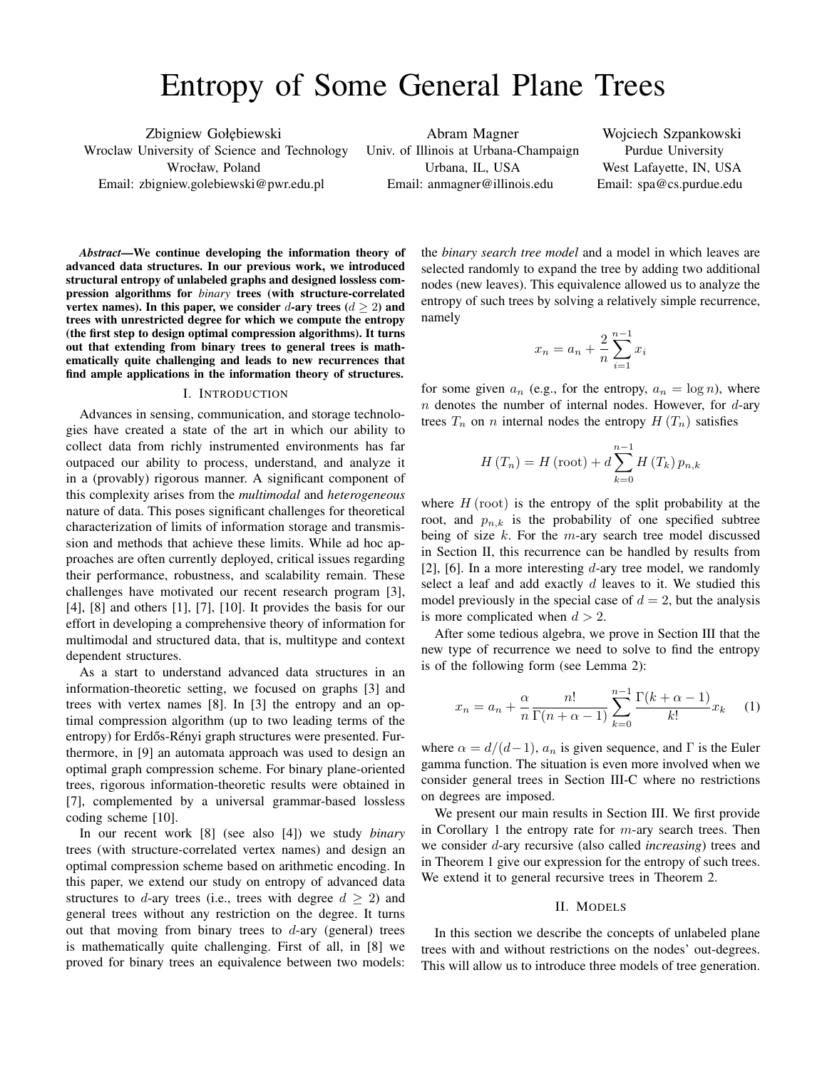# Entropy of Some General Plane Trees

Zbigniew Gołębiewski
Wroclaw University of Science and Technology
Wrocław, Poland
Email: zbigniew.golebiewski@pwr.edu.pl

Abram Magner
Univ. of Illinois at Urbana-Champaign
Urbana, IL, USA
Email: anmagner@illinois.edu

Wojciech Szpankowski
Purdue University
West Lafayette, IN, USA
Email: spa@cs.purdue.edu

***Abstract*—We continue developing the information theory of advanced data structures. In our previous work, we introduced structural entropy of unlabeled graphs and designed lossless compression algorithms for *binary* trees (with structure-correlated vertex names). In this paper, we consider $d$-ary trees ($d \geq 2$) and trees with unrestricted degree for which we compute the entropy (the first step to design optimal compression algorithms). It turns out that extending from binary trees to general trees is mathematically quite challenging and leads to new recurrences that find ample applications in the information theory of structures.**

## I. Introduction

Advances in sensing, communication, and storage technologies have created a state of the art in which our ability to collect data from richly instrumented environments has far outpaced our ability to process, understand, and analyze it in a (provably) rigorous manner. A significant component of this complexity arises from the *multimodal* and *heterogeneous* nature of data. This poses significant challenges for theoretical characterization of limits of information storage and transmission and methods that achieve these limits. While ad hoc approaches are often currently deployed, critical issues regarding their performance, robustness, and scalability remain. These challenges have motivated our recent research program [3], [4], [8] and others [1], [7], [10]. It provides the basis for our effort in developing a comprehensive theory of information for multimodal and structured data, that is, multitype and context dependent structures.

As a start to understand advanced data structures in an information-theoretic setting, we focused on graphs [3] and trees with vertex names [8]. In [3] the entropy and an optimal compression algorithm (up to two leading terms of the entropy) for Erdős-Rényi graph structures were presented. Furthermore, in [9] an automata approach was used to design an optimal graph compression scheme. For binary plane-oriented trees, rigorous information-theoretic results were obtained in [7], complemented by a universal grammar-based lossless coding scheme [10].

In our recent work [8] (see also [4]) we study *binary* trees (with structure-correlated vertex names) and design an optimal compression scheme based on arithmetic encoding. In this paper, we extend our study on entropy of advanced data structures to $d$-ary trees (i.e., trees with degree $d \geq 2$) and general trees without any restriction on the degree. It turns out that moving from binary trees to $d$-ary (general) trees is mathematically quite challenging. First of all, in [8] we proved for binary trees an equivalence between two models: the *binary search tree model* and a model in which leaves are selected randomly to expand the tree by adding two additional nodes (new leaves). This equivalence allowed us to analyze the entropy of such trees by solving a relatively simple recurrence, namely

$$x_n = a_n + \frac{2}{n}\sum_{i=1}^{n-1} x_i$$

for some given $a_n$ (e.g., for the entropy, $a_n = \log n$), where $n$ denotes the number of internal nodes. However, for $d$-ary trees $T_n$ on $n$ internal nodes the entropy $H(T_n)$ satisfies

$$H(T_n) = H(\text{root}) + d\sum_{k=0}^{n-1} H(T_k)\, p_{n,k}$$

where $H(\text{root})$ is the entropy of the split probability at the root, and $p_{n,k}$ is the probability of one specified subtree being of size $k$. For the $m$-ary search tree model discussed in Section II, this recurrence can be handled by results from [2], [6]. In a more interesting $d$-ary tree model, we randomly select a leaf and add exactly $d$ leaves to it. We studied this model previously in the special case of $d = 2$, but the analysis is more complicated when $d > 2$.

After some tedious algebra, we prove in Section III that the new type of recurrence we need to solve to find the entropy is of the following form (see Lemma 2):

$$x_n = a_n + \frac{\alpha}{n}\frac{n!}{\Gamma(n+\alpha-1)}\sum_{k=0}^{n-1}\frac{\Gamma(k+\alpha-1)}{k!}x_k \qquad (1)$$

where $\alpha = d/(d-1)$, $a_n$ is given sequence, and $\Gamma$ is the Euler gamma function. The situation is even more involved when we consider general trees in Section III-C where no restrictions on degrees are imposed.

We present our main results in Section III. We first provide in Corollary 1 the entropy rate for $m$-ary search trees. Then we consider $d$-ary recursive (also called *increasing*) trees and in Theorem 1 give our expression for the entropy of such trees. We extend it to general recursive trees in Theorem 2.

## II. Models

In this section we describe the concepts of unlabeled plane trees with and without restrictions on the nodes' out-degrees. This will allow us to introduce three models of tree generation.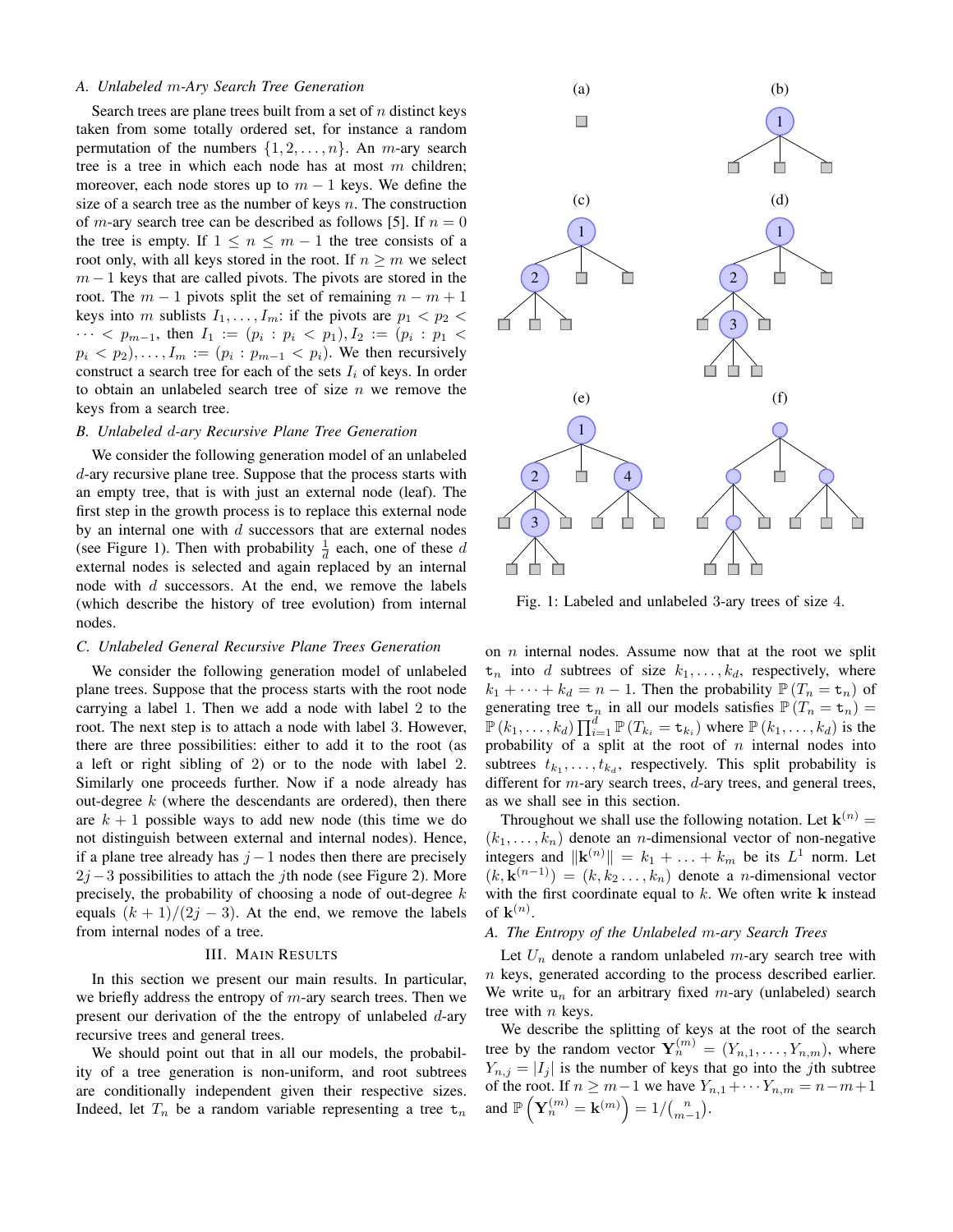## A. Unlabeled $m$-Ary Search Tree Generation

Search trees are plane trees built from a set of $n$ distinct keys taken from some totally ordered set, for instance a random permutation of the numbers $\{1, 2, \ldots, n\}$. An $m$-ary search tree is a tree in which each node has at most $m$ children; moreover, each node stores up to $m-1$ keys. We define the size of a search tree as the number of keys $n$. The construction of $m$-ary search tree can be described as follows [5]. If $n = 0$ the tree is empty. If $1 \leq n \leq m-1$ the tree consists of a root only, with all keys stored in the root. If $n \geq m$ we select $m-1$ keys that are called pivots. The pivots are stored in the root. The $m-1$ pivots split the set of remaining $n-m+1$ keys into $m$ sublists $I_1, \ldots, I_m$: if the pivots are $p_1 < p_2 < \cdots < p_{m-1}$, then $I_1 := (p_i : p_i < p_1), I_2 := (p_i : p_1 < p_i < p_2), \ldots, I_m := (p_i : p_{m-1} < p_i)$. We then recursively construct a search tree for each of the sets $I_i$ of keys. In order to obtain an unlabeled search tree of size $n$ we remove the keys from a search tree.

## B. Unlabeled $d$-ary Recursive Plane Tree Generation

We consider the following generation model of an unlabeled $d$-ary recursive plane tree. Suppose that the process starts with an empty tree, that is with just an external node (leaf). The first step in the growth process is to replace this external node by an internal one with $d$ successors that are external nodes (see Figure 1). Then with probability $\frac{1}{d}$ each, one of these $d$ external nodes is selected and again replaced by an internal node with $d$ successors. At the end, we remove the labels (which describe the history of tree evolution) from internal nodes.

## C. Unlabeled General Recursive Plane Trees Generation

We consider the following generation model of unlabeled plane trees. Suppose that the process starts with the root node carrying a label 1. Then we add a node with label 2 to the root. The next step is to attach a node with label 3. However, there are three possibilities: either to add it to the root (as a left or right sibling of 2) or to the node with label 2. Similarly one proceeds further. Now if a node already has out-degree $k$ (where the descendants are ordered), then there are $k+1$ possible ways to add new node (this time we do not distinguish between external and internal nodes). Hence, if a plane tree already has $j-1$ nodes then there are precisely $2j-3$ possibilities to attach the $j$th node (see Figure 2). More precisely, the probability of choosing a node of out-degree $k$ equals $(k+1)/(2j-3)$. At the end, we remove the labels from internal nodes of a tree.

# III. Main Results

In this section we present our main results. In particular, we briefly address the entropy of $m$-ary search trees. Then we present our derivation of the the entropy of unlabeled $d$-ary recursive trees and general trees.

We should point out that in all our models, the probability of a tree generation is non-uniform, and root subtrees are conditionally independent given their respective sizes. Indeed, let $T_n$ be a random variable representing a tree $\mathtt{t}_n$ on $n$ internal nodes. Assume now that at the root we split $\mathtt{t}_n$ into $d$ subtrees of size $k_1, \ldots, k_d$, respectively, where $k_1 + \cdots + k_d = n-1$. Then the probability $\mathbb{P}(T_n = \mathtt{t}_n)$ of generating tree $\mathtt{t}_n$ in all our models satisfies $\mathbb{P}(T_n = \mathtt{t}_n) = \mathbb{P}(k_1, \ldots, k_d) \prod_{i=1}^{d} \mathbb{P}(T_{k_i} = \mathtt{t}_{k_i})$ where $\mathbb{P}(k_1, \ldots, k_d)$ is the probability of a split at the root of $n$ internal nodes into subtrees $t_{k_1}, \ldots, t_{k_d}$, respectively. This split probability is different for $m$-ary search trees, $d$-ary trees, and general trees, as we shall see in this section.

Fig. 1: Labeled and unlabeled 3-ary trees of size 4.

Throughout we shall use the following notation. Let $\mathbf{k}^{(n)} = (k_1, \ldots, k_n)$ denote an $n$-dimensional vector of non-negative integers and $\|\mathbf{k}^{(n)}\| = k_1 + \ldots + k_m$ be its $L^1$ norm. Let $(k, \mathbf{k}^{(n-1)}) = (k, k_2 \ldots, k_n)$ denote a $n$-dimensional vector with the first coordinate equal to $k$. We often write $\mathbf{k}$ instead of $\mathbf{k}^{(n)}$.

## A. The Entropy of the Unlabeled $m$-ary Search Trees

Let $U_n$ denote a random unlabeled $m$-ary search tree with $n$ keys, generated according to the process described earlier. We write $\mathtt{u}_n$ for an arbitrary fixed $m$-ary (unlabeled) search tree with $n$ keys.

We describe the splitting of keys at the root of the search tree by the random vector $\mathbf{Y}_n^{(m)} = (Y_{n,1}, \ldots, Y_{n,m})$, where $Y_{n,j} = |I_j|$ is the number of keys that go into the $j$th subtree of the root. If $n \geq m-1$ we have $Y_{n,1} + \cdots Y_{n,m} = n-m+1$ and $\mathbb{P}\left(\mathbf{Y}_n^{(m)} = \mathbf{k}^{(m)}\right) = 1/\binom{n}{m-1}$.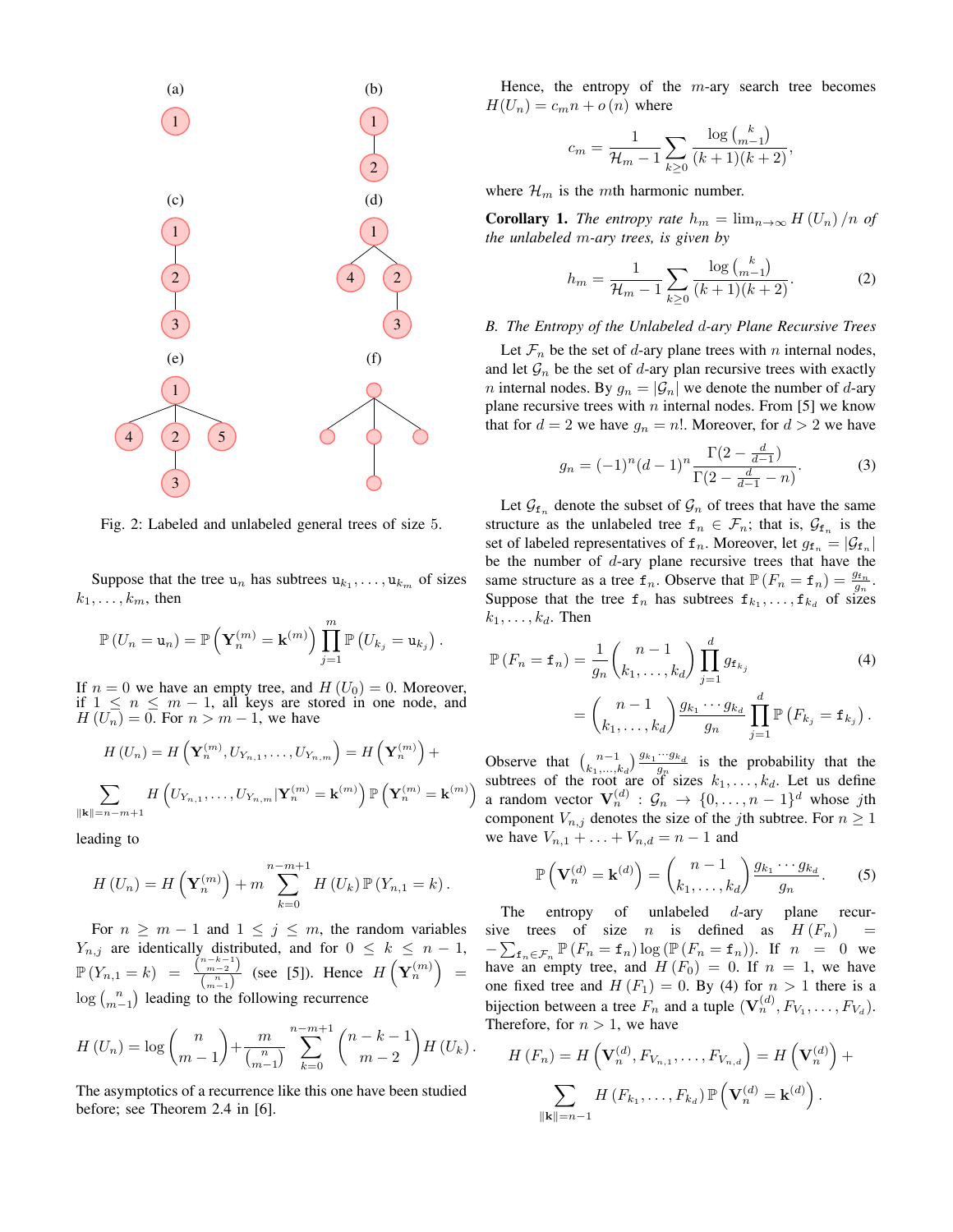(a) (b) (c) (d) (e) (f)

Fig. 2: Labeled and unlabeled general trees of size 5.

Suppose that the tree $\mathtt{u}_n$ has subtrees $\mathtt{u}_{k_1}, \ldots, \mathtt{u}_{k_m}$ of sizes $k_1, \ldots, k_m$, then

$$\mathbb{P}(U_n = \mathtt{u}_n) = \mathbb{P}\left(\mathbf{Y}_n^{(m)} = \mathbf{k}^{(m)}\right) \prod_{j=1}^{m} \mathbb{P}\left(U_{k_j} = \mathtt{u}_{k_j}\right).$$

If $n = 0$ we have an empty tree, and $H(U_0) = 0$. Moreover, if $1 \leq n \leq m-1$, all keys are stored in one node, and $H(U_n) = 0$. For $n > m-1$, we have

$$H(U_n) = H\left(\mathbf{Y}_n^{(m)}, U_{Y_{n,1}}, \ldots, U_{Y_{n,m}}\right) = H\left(\mathbf{Y}_n^{(m)}\right) + \sum_{\|\mathbf{k}\| = n-m+1} H\left(U_{Y_{n,1}}, \ldots, U_{Y_{n,m}} | \mathbf{Y}_n^{(m)} = \mathbf{k}^{(m)}\right) \mathbb{P}\left(\mathbf{Y}_n^{(m)} = \mathbf{k}^{(m)}\right)$$

leading to

$$H(U_n) = H\left(\mathbf{Y}_n^{(m)}\right) + m \sum_{k=0}^{n-m+1} H(U_k) \mathbb{P}(Y_{n,1} = k).$$

For $n \geq m-1$ and $1 \leq j \leq m$, the random variables $Y_{n,j}$ are identically distributed, and for $0 \leq k \leq n-1$, $\mathbb{P}(Y_{n,1} = k) = \frac{\binom{n-k-1}{m-2}}{\binom{n}{m-1}}$ (see [5]). Hence $H\left(\mathbf{Y}_n^{(m)}\right) = \log \binom{n}{m-1}$ leading to the following recurrence

$$H(U_n) = \log \binom{n}{m-1} + \frac{m}{\binom{n}{m-1}} \sum_{k=0}^{n-m+1} \binom{n-k-1}{m-2} H(U_k).$$

The asymptotics of a recurrence like this one have been studied before; see Theorem 2.4 in [6].

Hence, the entropy of the $m$-ary search tree becomes $H(U_n) = c_m n + o(n)$ where

$$c_m = \frac{1}{\mathcal{H}_m - 1} \sum_{k \geq 0} \frac{\log \binom{k}{m-1}}{(k+1)(k+2)},$$

where $\mathcal{H}_m$ is the $m$th harmonic number.

**Corollary 1.** *The entropy rate $h_m = \lim_{n\to\infty} H(U_n)/n$ of the unlabeled $m$-ary trees, is given by*

$$h_m = \frac{1}{\mathcal{H}_m - 1} \sum_{k \geq 0} \frac{\log \binom{k}{m-1}}{(k+1)(k+2)}. \tag{2}$$

### B. The Entropy of the Unlabeled $d$-ary Plane Recursive Trees

Let $\mathcal{F}_n$ be the set of $d$-ary plane trees with $n$ internal nodes, and let $\mathcal{G}_n$ be the set of $d$-ary plan recursive trees with exactly $n$ internal nodes. By $g_n = |\mathcal{G}_n|$ we denote the number of $d$-ary plane recursive trees with $n$ internal nodes. From [5] we know that for $d = 2$ we have $g_n = n!$. Moreover, for $d > 2$ we have

$$g_n = (-1)^n (d-1)^n \frac{\Gamma(2 - \frac{d}{d-1})}{\Gamma(2 - \frac{d}{d-1} - n)}. \tag{3}$$

Let $\mathcal{G}_{\mathtt{f}_n}$ denote the subset of $\mathcal{G}_n$ of trees that have the same structure as the unlabeled tree $\mathtt{f}_n \in \mathcal{F}_n$; that is, $\mathcal{G}_{\mathtt{f}_n}$ is the set of labeled representatives of $\mathtt{f}_n$. Moreover, let $g_{\mathtt{f}_n} = |\mathcal{G}_{\mathtt{f}_n}|$ be the number of $d$-ary plane recursive trees that have the same structure as a tree $\mathtt{f}_n$. Observe that $\mathbb{P}(F_n = \mathtt{f}_n) = \frac{g_{\mathtt{f}_n}}{g_n}$. Suppose that the tree $\mathtt{f}_n$ has subtrees $\mathtt{f}_{k_1}, \ldots, \mathtt{f}_{k_d}$ of sizes $k_1, \ldots, k_d$. Then

$$\begin{aligned}
\mathbb{P}(F_n = \mathtt{f}_n) &= \frac{1}{g_n} \binom{n-1}{k_1, \ldots, k_d} \prod_{j=1}^{d} g_{\mathtt{f}_{k_j}} \\
&= \binom{n-1}{k_1, \ldots, k_d} \frac{g_{k_1} \cdots g_{k_d}}{g_n} \prod_{j=1}^{d} \mathbb{P}\left(F_{k_j} = \mathtt{f}_{k_j}\right).
\end{aligned} \tag{4}$$

Observe that $\binom{n-1}{k_1, \ldots, k_d} \frac{g_{k_1} \cdots g_{k_d}}{g_n}$ is the probability that the subtrees of the root are of sizes $k_1, \ldots, k_d$. Let us define a random vector $\mathbf{V}_n^{(d)} : \mathcal{G}_n \to \{0, \ldots, n-1\}^d$ whose $j$th component $V_{n,j}$ denotes the size of the $j$th subtree. For $n \geq 1$ we have $V_{n,1} + \ldots + V_{n,d} = n - 1$ and

$$\mathbb{P}\left(\mathbf{V}_n^{(d)} = \mathbf{k}^{(d)}\right) = \binom{n-1}{k_1, \ldots, k_d} \frac{g_{k_1} \cdots g_{k_d}}{g_n}. \tag{5}$$

The entropy of unlabeled $d$-ary plane recursive trees of size $n$ is defined as $H(F_n) = -\sum_{\mathtt{f}_n \in \mathcal{F}_n} \mathbb{P}(F_n = \mathtt{f}_n) \log(\mathbb{P}(F_n = \mathtt{f}_n))$. If $n = 0$ we have an empty tree, and $H(F_0) = 0$. If $n = 1$, we have one fixed tree and $H(F_1) = 0$. By (4) for $n > 1$ there is a bijection between a tree $F_n$ and a tuple $(\mathbf{V}_n^{(d)}, F_{V_1}, \ldots, F_{V_d})$. Therefore, for $n > 1$, we have

$$H(F_n) = H\left(\mathbf{V}_n^{(d)}, F_{V_{n,1}}, \ldots, F_{V_{n,d}}\right) = H\left(\mathbf{V}_n^{(d)}\right) + \sum_{\|\mathbf{k}\| = n-1} H\left(F_{k_1}, \ldots, F_{k_d}\right) \mathbb{P}\left(\mathbf{V}_n^{(d)} = \mathbf{k}^{(d)}\right).$$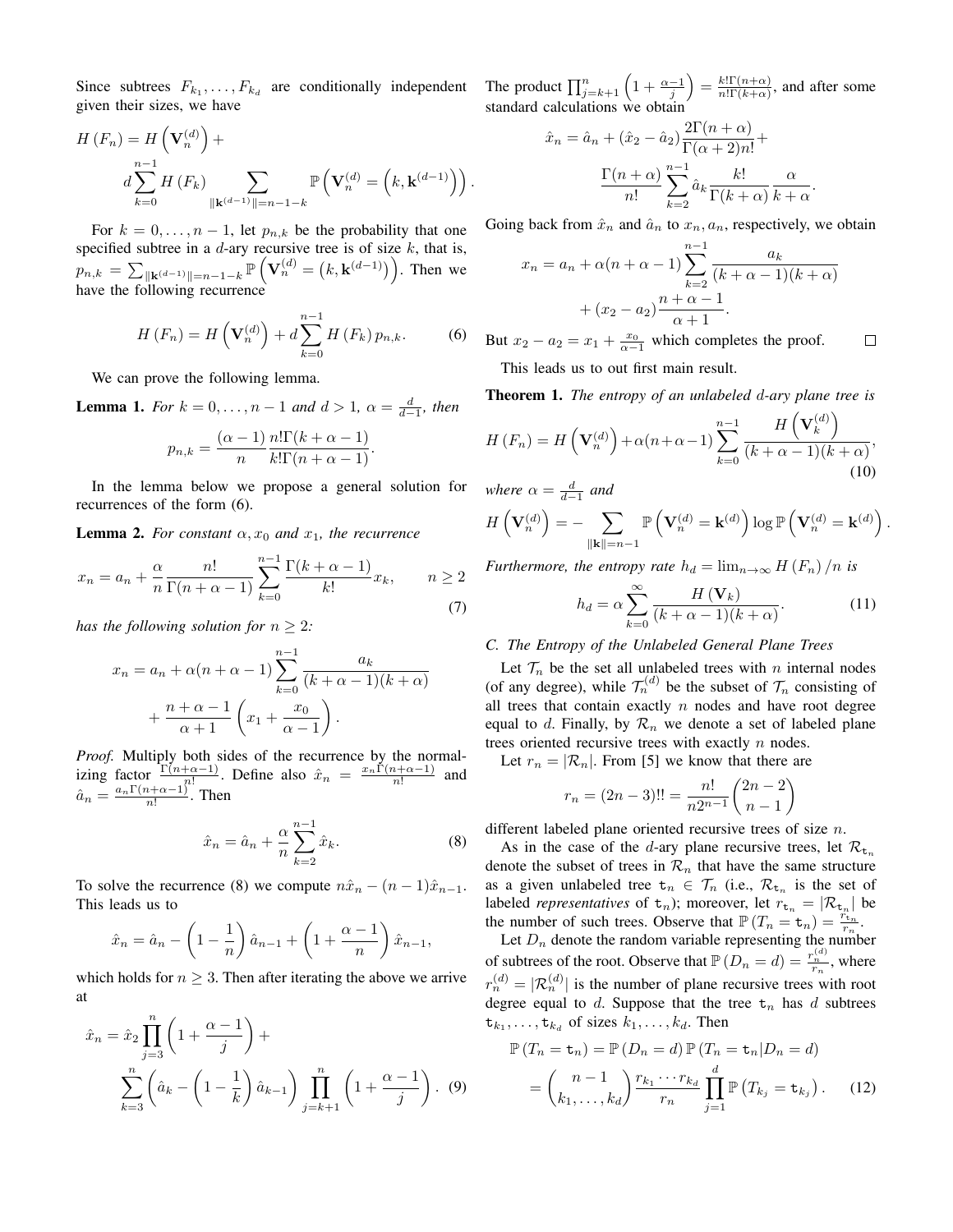Since subtrees $F_{k_1}, \ldots, F_{k_d}$ are conditionally independent given their sizes, we have

$$H(F_n) = H\left(\mathbf{V}_n^{(d)}\right) + d\sum_{k=0}^{n-1} H(F_k) \sum_{\|\mathbf{k}^{(d-1)}\|=n-1-k} \mathbb{P}\left(\mathbf{V}_n^{(d)} = \left(k, \mathbf{k}^{(d-1)}\right)\right).$$

For $k = 0, \ldots, n-1$, let $p_{n,k}$ be the probability that one specified subtree in a $d$-ary recursive tree is of size $k$, that is, $p_{n,k} = \sum_{\|\mathbf{k}^{(d-1)}\|=n-1-k} \mathbb{P}\left(\mathbf{V}_n^{(d)} = \left(k, \mathbf{k}^{(d-1)}\right)\right)$. Then we have the following recurrence

$$H(F_n) = H\left(\mathbf{V}_n^{(d)}\right) + d\sum_{k=0}^{n-1} H(F_k)\, p_{n,k}. \tag{6}$$

We can prove the following lemma.

**Lemma 1.** *For $k = 0, \ldots, n-1$ and $d > 1$, $\alpha = \frac{d}{d-1}$, then*

$$p_{n,k} = \frac{(\alpha-1)}{n} \frac{n!\Gamma(k+\alpha-1)}{k!\Gamma(n+\alpha-1)}.$$

In the lemma below we propose a general solution for recurrences of the form (6).

**Lemma 2.** *For constant $\alpha, x_0$ and $x_1$, the recurrence*

$$x_n = a_n + \frac{\alpha}{n} \frac{n!}{\Gamma(n+\alpha-1)} \sum_{k=0}^{n-1} \frac{\Gamma(k+\alpha-1)}{k!} x_k, \qquad n \geq 2 \tag{7}$$

*has the following solution for $n \geq 2$:*

$$x_n = a_n + \alpha(n+\alpha-1)\sum_{k=0}^{n-1} \frac{a_k}{(k+\alpha-1)(k+\alpha)} + \frac{n+\alpha-1}{\alpha+1}\left(x_1 + \frac{x_0}{\alpha-1}\right).$$

*Proof.* Multiply both sides of the recurrence by the normalizing factor $\frac{\Gamma(n+\alpha-1)}{n!}$. Define also $\hat{x}_n = \frac{x_n \Gamma(n+\alpha-1)}{n!}$ and $\hat{a}_n = \frac{a_n \Gamma(n+\alpha-1)}{n!}$. Then

$$\hat{x}_n = \hat{a}_n + \frac{\alpha}{n} \sum_{k=2}^{n-1} \hat{x}_k. \tag{8}$$

To solve the recurrence (8) we compute $n\hat{x}_n - (n-1)\hat{x}_{n-1}$. This leads us to

$$\hat{x}_n = \hat{a}_n - \left(1 - \frac{1}{n}\right)\hat{a}_{n-1} + \left(1 + \frac{\alpha-1}{n}\right)\hat{x}_{n-1},$$

which holds for $n \geq 3$. Then after iterating the above we arrive at

$$\hat{x}_n = \hat{x}_2 \prod_{j=3}^{n}\left(1 + \frac{\alpha-1}{j}\right) + \sum_{k=3}^{n}\left(\hat{a}_k - \left(1 - \frac{1}{k}\right)\hat{a}_{k-1}\right)\prod_{j=k+1}^{n}\left(1 + \frac{\alpha-1}{j}\right). \tag{9}$$

The product $\prod_{j=k+1}^{n}\left(1 + \frac{\alpha-1}{j}\right) = \frac{k!\Gamma(n+\alpha)}{n!\Gamma(k+\alpha)}$, and after some standard calculations we obtain

$$\hat{x}_n = \hat{a}_n + (\hat{x}_2 - \hat{a}_2)\frac{2\Gamma(n+\alpha)}{\Gamma(\alpha+2)n!} + \frac{\Gamma(n+\alpha)}{n!}\sum_{k=2}^{n-1} \hat{a}_k \frac{k!}{\Gamma(k+\alpha)} \frac{\alpha}{k+\alpha}.$$

Going back from $\hat{x}_n$ and $\hat{a}_n$ to $x_n, a_n$, respectively, we obtain

$$x_n = a_n + \alpha(n+\alpha-1)\sum_{k=2}^{n-1} \frac{a_k}{(k+\alpha-1)(k+\alpha)} + (x_2 - a_2)\frac{n+\alpha-1}{\alpha+1}.$$

But $x_2 - a_2 = x_1 + \frac{x_0}{\alpha-1}$ which completes the proof. $\square$

This leads us to out first main result.

**Theorem 1.** *The entropy of an unlabeled $d$-ary plane tree is*

$$H(F_n) = H\left(\mathbf{V}_n^{(d)}\right) + \alpha(n+\alpha-1)\sum_{k=0}^{n-1} \frac{H\left(\mathbf{V}_k^{(d)}\right)}{(k+\alpha-1)(k+\alpha)}, \tag{10}$$

*where $\alpha = \frac{d}{d-1}$ and*

$$H\left(\mathbf{V}_n^{(d)}\right) = -\sum_{\|\mathbf{k}\|=n-1} \mathbb{P}\left(\mathbf{V}_n^{(d)} = \mathbf{k}^{(d)}\right)\log \mathbb{P}\left(\mathbf{V}_n^{(d)} = \mathbf{k}^{(d)}\right).$$

*Furthermore, the entropy rate $h_d = \lim_{n\to\infty} H(F_n)/n$ is*

$$h_d = \alpha\sum_{k=0}^{\infty} \frac{H(\mathbf{V}_k)}{(k+\alpha-1)(k+\alpha)}. \tag{11}$$

### C. The Entropy of the Unlabeled General Plane Trees

Let $\mathcal{T}_n$ be the set all unlabeled trees with $n$ internal nodes (of any degree), while $\mathcal{T}_n^{(d)}$ be the subset of $\mathcal{T}_n$ consisting of all trees that contain exactly $n$ nodes and have root degree equal to $d$. Finally, by $\mathcal{R}_n$ we denote a set of labeled plane trees oriented recursive trees with exactly $n$ nodes.

Let $r_n = |\mathcal{R}_n|$. From [5] we know that there are

$$r_n = (2n-3)!! = \frac{n!}{n2^{n-1}}\binom{2n-2}{n-1}$$

different labeled plane oriented recursive trees of size $n$.

As in the case of the $d$-ary plane recursive trees, let $\mathcal{R}_{\mathtt{t}_n}$ denote the subset of trees in $\mathcal{R}_n$ that have the same structure as a given unlabeled tree $\mathtt{t}_n \in \mathcal{T}_n$ (i.e., $\mathcal{R}_{\mathtt{t}_n}$ is the set of labeled *representatives* of $\mathtt{t}_n$); moreover, let $r_{\mathtt{t}_n} = |\mathcal{R}_{\mathtt{t}_n}|$ be the number of such trees. Observe that $\mathbb{P}(T_n = \mathtt{t}_n) = \frac{r_{\mathtt{t}_n}}{r_n}$.

Let $D_n$ denote the random variable representing the number of subtrees of the root. Observe that $\mathbb{P}(D_n = d) = \frac{r_n^{(d)}}{r_n}$, where $r_n^{(d)} = |\mathcal{R}_n^{(d)}|$ is the number of plane recursive trees with root degree equal to $d$. Suppose that the tree $\mathtt{t}_n$ has $d$ subtrees $\mathtt{t}_{k_1}, \ldots, \mathtt{t}_{k_d}$ of sizes $k_1, \ldots, k_d$. Then

$$\mathbb{P}(T_n = \mathtt{t}_n) = \mathbb{P}(D_n = d)\,\mathbb{P}(T_n = \mathtt{t}_n | D_n = d) = \binom{n-1}{k_1, \ldots, k_d}\frac{r_{k_1}\cdots r_{k_d}}{r_n}\prod_{j=1}^{d}\mathbb{P}\left(T_{k_j} = \mathtt{t}_{k_j}\right). \tag{12}$$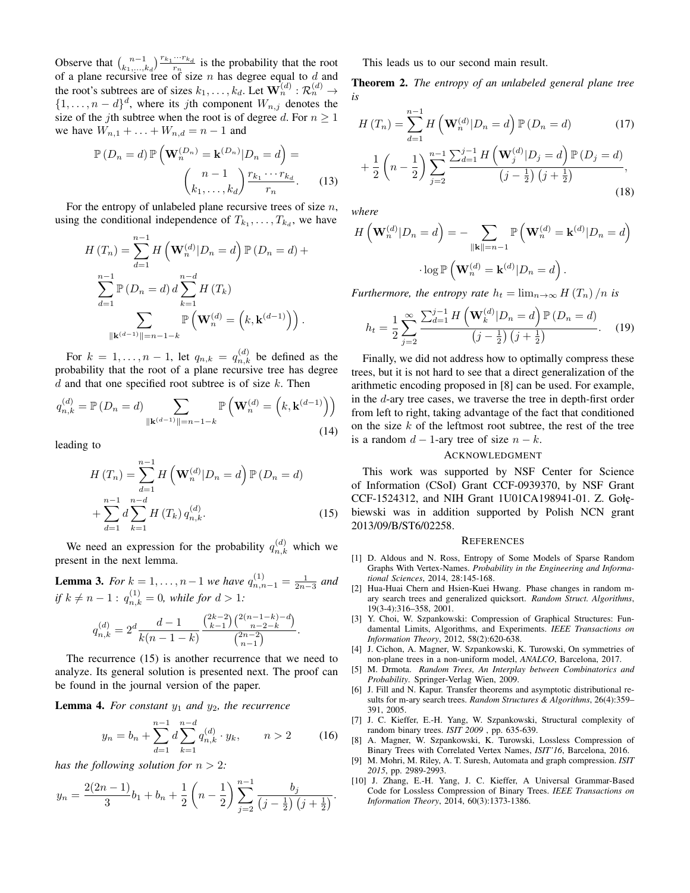Observe that $\binom{n-1}{k_1,\ldots,k_d}\frac{r_{k_1}\cdots r_{k_d}}{r_n}$ is the probability that the root of a plane recursive tree of size $n$ has degree equal to $d$ and the root's subtrees are of sizes $k_1,\ldots,k_d$. Let $\mathbf{W}_n^{(d)}:\mathcal{R}_n^{(d)}\to\{1,\ldots,n-d\}^d$, where its $j$th component $W_{n,j}$ denotes the size of the $j$th subtree when the root is of degree $d$. For $n\geq 1$ we have $W_{n,1}+\ldots+W_{n,d}=n-1$ and

$$\mathbb{P}\left(D_n=d\right)\mathbb{P}\left(\mathbf{W}_n^{(D_n)}=\mathbf{k}^{(D_n)}|D_n=d\right)=\binom{n-1}{k_1,\ldots,k_d}\frac{r_{k_1}\cdots r_{k_d}}{r_n}. \quad (13)$$

For the entropy of unlabeled plane recursive trees of size $n$, using the conditional independence of $T_{k_1},\ldots,T_{k_d}$, we have

$$H\left(T_n\right)=\sum_{d=1}^{n-1}H\left(\mathbf{W}_n^{(d)}|D_n=d\right)\mathbb{P}\left(D_n=d\right)+\sum_{d=1}^{n-1}\mathbb{P}\left(D_n=d\right)d\sum_{k=1}^{n-d}H\left(T_k\right)\sum_{\|\mathbf{k}^{(d-1)}\|=n-1-k}\mathbb{P}\left(\mathbf{W}_n^{(d)}=\left(k,\mathbf{k}^{(d-1)}\right)\right).$$

For $k=1,\ldots,n-1$, let $q_{n,k}=q_{n,k}^{(d)}$ be defined as the probability that the root of a plane recursive tree has degree $d$ and that one specified root subtree is of size $k$. Then

$$q_{n,k}^{(d)}=\mathbb{P}\left(D_n=d\right)\sum_{\|\mathbf{k}^{(d-1)}\|=n-1-k}\mathbb{P}\left(\mathbf{W}_n^{(d)}=\left(k,\mathbf{k}^{(d-1)}\right)\right) \quad (14)$$

leading to

$$H\left(T_n\right)=\sum_{d=1}^{n-1}H\left(\mathbf{W}_n^{(d)}|D_n=d\right)\mathbb{P}\left(D_n=d\right)+\sum_{d=1}^{n-1}d\sum_{k=1}^{n-d}H\left(T_k\right)q_{n,k}^{(d)}. \quad (15)$$

We need an expression for the probability $q_{n,k}^{(d)}$ which we present in the next lemma.

**Lemma 3.** *For $k=1,\ldots,n-1$ we have $q_{n,n-1}^{(1)}=\frac{1}{2n-3}$ and if $k\neq n-1$ : $q_{n,k}^{(1)}=0$, while for $d>1$:*

$$q_{n,k}^{(d)}=2^d\frac{d-1}{k(n-1-k)}\frac{\binom{2k-2}{k-1}\binom{2(n-1-k)-d}{n-2-k}}{\binom{2n-2}{n-1}}.$$

The recurrence (15) is another recurrence that we need to analyze. Its general solution is presented next. The proof can be found in the journal version of the paper.

**Lemma 4.** *For constant $y_1$ and $y_2$, the recurrence*

$$y_n=b_n+\sum_{d=1}^{n-1}d\sum_{k=1}^{n-d}q_{n,k}^{(d)}\cdot y_k, \qquad n>2 \quad (16)$$

*has the following solution for $n>2$:*

$$y_n=\frac{2(2n-1)}{3}b_1+b_n+\frac{1}{2}\left(n-\frac{1}{2}\right)\sum_{j=2}^{n-1}\frac{b_j}{\left(j-\frac{1}{2}\right)\left(j+\frac{1}{2}\right)}.$$

This leads us to our second main result.

**Theorem 2.** *The entropy of an unlabeled general plane tree is*

$$H\left(T_n\right)=\sum_{d=1}^{n-1}H\left(\mathbf{W}_n^{(d)}|D_n=d\right)\mathbb{P}\left(D_n=d\right) \quad (17)$$

$$+\frac{1}{2}\left(n-\frac{1}{2}\right)\sum_{j=2}^{n-1}\frac{\sum_{d=1}^{j-1}H\left(\mathbf{W}_j^{(d)}|D_j=d\right)\mathbb{P}\left(D_j=d\right)}{\left(j-\frac{1}{2}\right)\left(j+\frac{1}{2}\right)}, \quad (18)$$

*where*

$$H\left(\mathbf{W}_n^{(d)}|D_n=d\right)=-\sum_{\|\mathbf{k}\|=n-1}\mathbb{P}\left(\mathbf{W}_n^{(d)}=\mathbf{k}^{(d)}|D_n=d\right)\cdot\log\mathbb{P}\left(\mathbf{W}_n^{(d)}=\mathbf{k}^{(d)}|D_n=d\right).$$

*Furthermore, the entropy rate $h_t=\lim_{n\to\infty}H\left(T_n\right)/n$ is*

$$h_t=\frac{1}{2}\sum_{j=2}^{\infty}\frac{\sum_{d=1}^{j-1}H\left(\mathbf{W}_k^{(d)}|D_n=d\right)\mathbb{P}\left(D_n=d\right)}{\left(j-\frac{1}{2}\right)\left(j+\frac{1}{2}\right)}. \quad (19)$$

Finally, we did not address how to optimally compress these trees, but it is not hard to see that a direct generalization of the arithmetic encoding proposed in [8] can be used. For example, in the $d$-ary tree cases, we traverse the tree in depth-first order from left to right, taking advantage of the fact that conditioned on the size $k$ of the leftmost root subtree, the rest of the tree is a random $d-1$-ary tree of size $n-k$.

## Acknowledgment

This work was supported by NSF Center for Science of Information (CSoI) Grant CCF-0939370, by NSF Grant CCF-1524312, and NIH Grant 1U01CA198941-01. Z. Gołębiewski was in addition supported by Polish NCN grant 2013/09/B/ST6/02258.

## References

[1] D. Aldous and N. Ross, Entropy of Some Models of Sparse Random Graphs With Vertex-Names. *Probability in the Engineering and Informational Sciences*, 2014, 28:145-168.

[2] Hua-Huai Chern and Hsien-Kuei Hwang. Phase changes in random m-ary search trees and generalized quicksort. *Random Struct. Algorithms*, 19(3-4):316–358, 2001.

[3] Y. Choi, W. Szpankowski: Compression of Graphical Structures: Fundamental Limits, Algorithms, and Experiments. *IEEE Transactions on Information Theory*, 2012, 58(2):620-638.

[4] J. Cichon, A. Magner, W. Szpankowski, K. Turowski, On symmetries of non-plane trees in a non-uniform model, *ANALCO*, Barcelona, 2017.

[5] M. Drmota. *Random Trees, An Interplay between Combinatorics and Probability*. Springer-Verlag Wien, 2009.

[6] J. Fill and N. Kapur. Transfer theorems and asymptotic distributional results for m-ary search trees. *Random Structures & Algorithms*, 26(4):359–391, 2005.

[7] J. C. Kieffer, E.-H. Yang, W. Szpankowski, Structural complexity of random binary trees. *ISIT 2009* , pp. 635-639.

[8] A. Magner, W. Szpankowski, K. Turowski, Lossless Compression of Binary Trees with Correlated Vertex Names, *ISIT'16*, Barcelona, 2016.

[9] M. Mohri, M. Riley, A. T. Suresh, Automata and graph compression. *ISIT 2015*, pp. 2989-2993.

[10] J. Zhang, E.-H. Yang, J. C. Kieffer, A Universal Grammar-Based Code for Lossless Compression of Binary Trees. *IEEE Transactions on Information Theory*, 2014, 60(3):1373-1386.